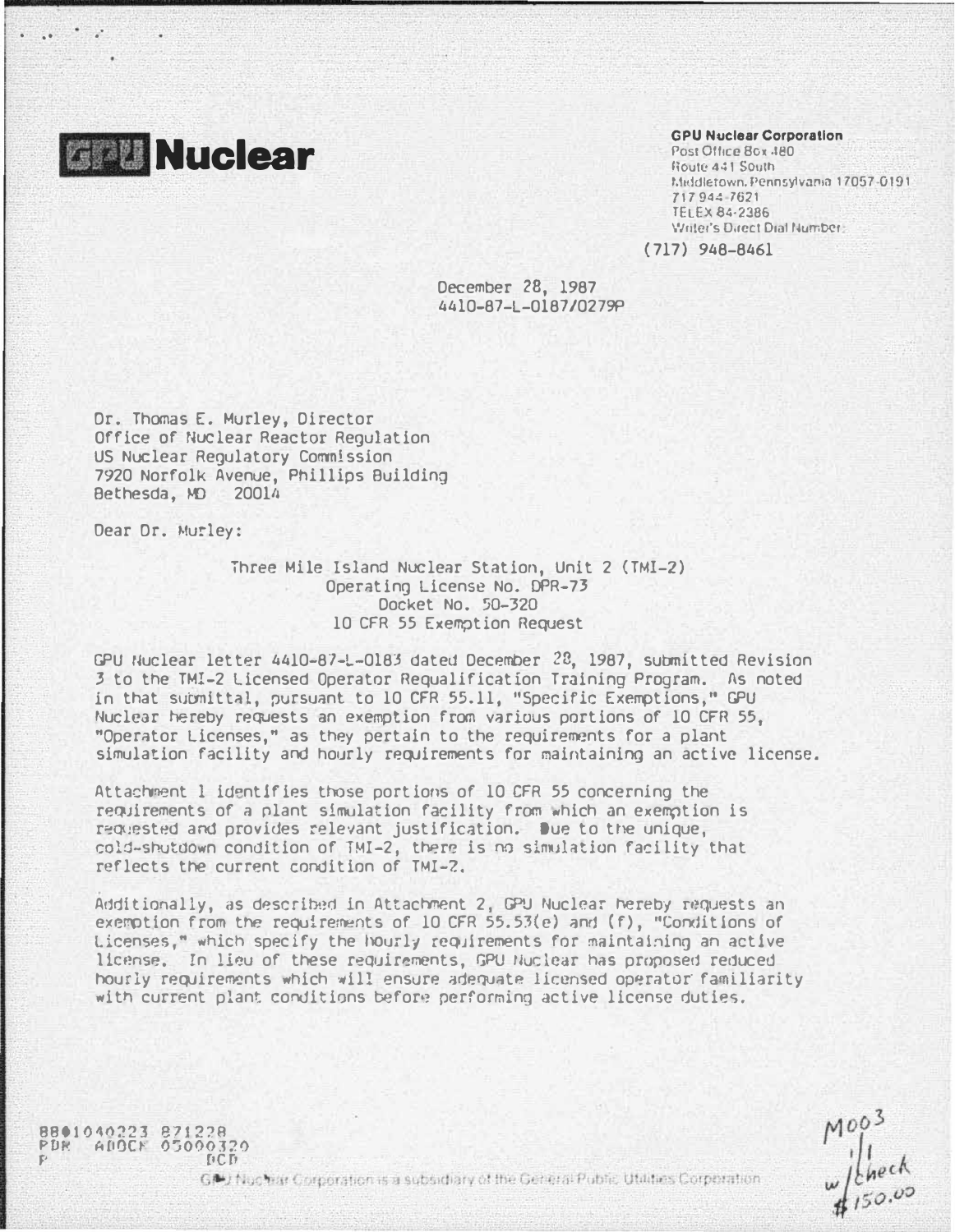**GPU Nuclear**

**GPU Nuclear Corporation**
Post Office Box 480
Route 441 South
Middletown, Pennsylvania 17057-0191
717 944-7621
TELEX 84-2386
Writer's Direct Dial Number:

(717) 948-8461

December 28, 1987
4410-87-L-0187/0279P

Dr. Thomas E. Murley, Director
Office of Nuclear Reactor Regulation
US Nuclear Regulatory Commission
7920 Norfolk Avenue, Phillips Building
Bethesda, MD 20014

Dear Dr. Murley:

Three Mile Island Nuclear Station, Unit 2 (TMI-2)
Operating License No. DPR-73
Docket No. 50-320
10 CFR 55 Exemption Request

GPU Nuclear letter 4410-87-L-0183 dated December 28, 1987, submitted Revision 3 to the TMI-2 Licensed Operator Requalification Training Program. As noted in that submittal, pursuant to 10 CFR 55.11, "Specific Exemptions," GPU Nuclear hereby requests an exemption from various portions of 10 CFR 55, "Operator Licenses," as they pertain to the requirements for a plant simulation facility and hourly requirements for maintaining an active license.

Attachment 1 identifies those portions of 10 CFR 55 concerning the requirements of a plant simulation facility from which an exemption is requested and provides relevant justification. Due to the unique, cold-shutdown condition of TMI-2, there is no simulation facility that reflects the current condition of TMI-2.

Additionally, as described in Attachment 2, GPU Nuclear hereby requests an exemption from the requirements of 10 CFR 55.53(e) and (f), "Conditions of Licenses," which specify the hourly requirements for maintaining an active license. In lieu of these requirements, GPU Nuclear has proposed reduced hourly requirements which will ensure adequate licensed operator familiarity with current plant conditions before performing active license duties.

8801040223 871228
PDR ADOCK 05000320
P PDR

M003
1/1
w/check
#150.00

GPU Nuclear Corporation is a subsidiary of the General Public Utilities Corporation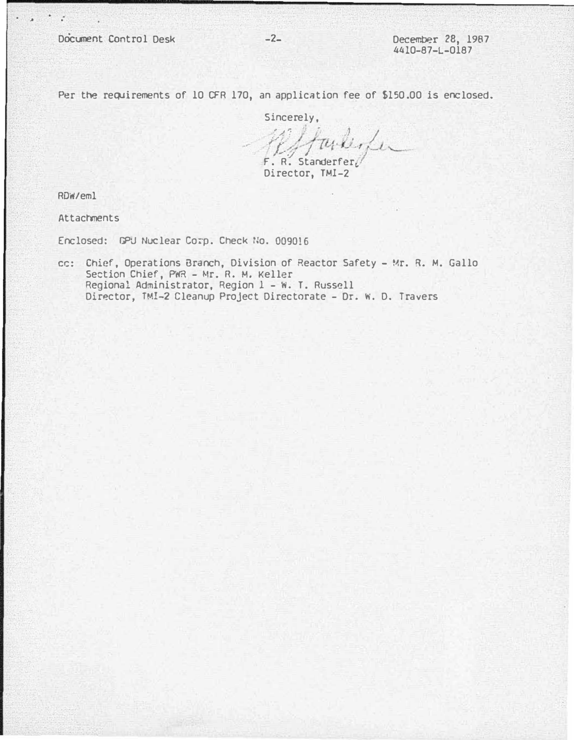Per the requirements of 10 CFR 170, an application fee of $150.00 is enclosed.

Sincerely,

F. R. Standerfer,
Director, TMI-2

RDW/eml

Attachments

Enclosed: GPU Nuclear Corp. Check No. 009016

cc: Chief, Operations Branch, Division of Reactor Safety - Mr. R. M. Gallo
Section Chief, PWR - Mr. R. M. Keller
Regional Administrator, Region 1 - W. T. Russell
Director, TMI-2 Cleanup Project Directorate - Dr. W. D. Travers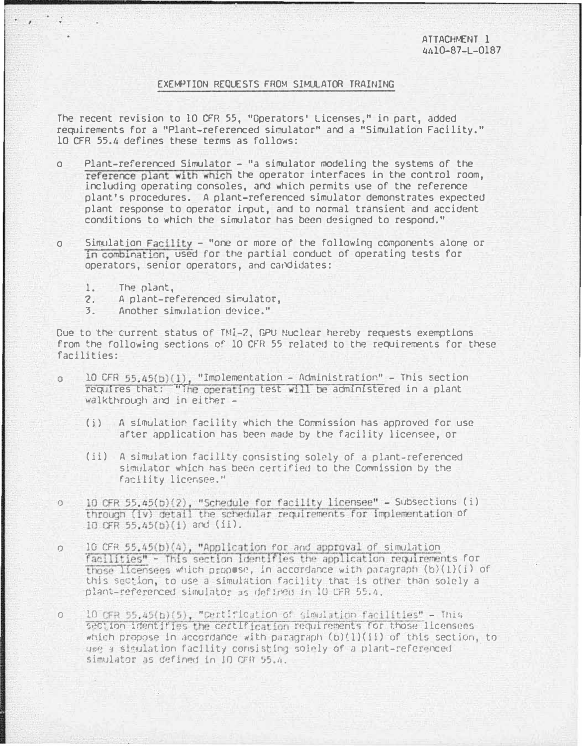ATTACHMENT 1
4410-87-L-0187

## EXEMPTION REQUESTS FROM SIMULATOR TRAINING

The recent revision to 10 CFR 55, "Operators' Licenses," in part, added requirements for a "Plant-referenced simulator" and a "Simulation Facility." 10 CFR 55.4 defines these terms as follows:

- Plant-referenced Simulator - "a simulator modeling the systems of the reference plant with which the operator interfaces in the control room, including operating consoles, and which permits use of the reference plant's procedures. A plant-referenced simulator demonstrates expected plant response to operator input, and to normal transient and accident conditions to which the simulator has been designed to respond."

- Simulation Facility - "one or more of the following components alone or in combination, used for the partial conduct of operating tests for operators, senior operators, and candidates:

  1. The plant,
  2. A plant-referenced simulator,
  3. Another simulation device."

Due to the current status of TMI-2, GPU Nuclear hereby requests exemptions from the following sections of 10 CFR 55 related to the requirements for these facilities:

- 10 CFR 55.45(b)(1), "Implementation - Administration" - This section requires that: "The operating test will be administered in a plant walkthrough and in either -

  (i) A simulation facility which the Commission has approved for use after application has been made by the facility licensee, or

  (ii) A simulation facility consisting solely of a plant-referenced simulator which has been certified to the Commission by the facility licensee."

- 10 CFR 55.45(b)(2), "Schedule for facility licensee" - Subsections (i) through (iv) detail the schedular requirements for implementation of 10 CFR 55.45(b)(i) and (ii).

- 10 CFR 55.45(b)(4), "Application for and approval of simulation facilities" - This section identifies the application requirements for those licensees which propose, in accordance with paragraph (b)(1)(i) of this section, to use a simulation facility that is other than solely a plant-referenced simulator as defined in 10 CFR 55.4.

- 10 CFR 55.45(b)(5), "Certification of simulation facilities" - This section identifies the certification requirements for those licensees which propose in accordance with paragraph (b)(1)(ii) of this section, to use a simulation facility consisting solely of a plant-referenced simulator as defined in 10 CFR 55.4.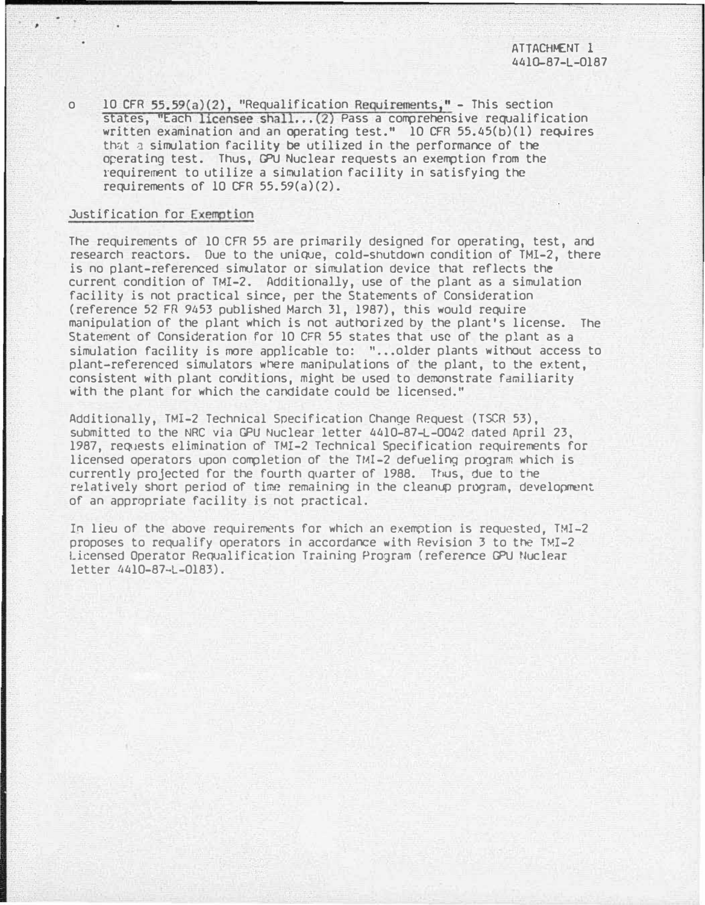ATTACHMENT 1
4410-87-L-0187

- 10 CFR 55.59(a)(2), "Requalification Requirements," - This section states, "Each licensee shall...(2) Pass a comprehensive requalification written examination and an operating test." 10 CFR 55.45(b)(1) requires that a simulation facility be utilized in the performance of the operating test. Thus, GPU Nuclear requests an exemption from the requirement to utilize a simulation facility in satisfying the requirements of 10 CFR 55.59(a)(2).

Justification for Exemption

The requirements of 10 CFR 55 are primarily designed for operating, test, and research reactors. Due to the unique, cold-shutdown condition of TMI-2, there is no plant-referenced simulator or simulation device that reflects the current condition of TMI-2. Additionally, use of the plant as a simulation facility is not practical since, per the Statements of Consideration (reference 52 FR 9453 published March 31, 1987), this would require manipulation of the plant which is not authorized by the plant's license. The Statement of Consideration for 10 CFR 55 states that use of the plant as a simulation facility is more applicable to: "...older plants without access to plant-referenced simulators where manipulations of the plant, to the extent, consistent with plant conditions, might be used to demonstrate familiarity with the plant for which the candidate could be licensed."

Additionally, TMI-2 Technical Specification Change Request (TSCR 53), submitted to the NRC via GPU Nuclear letter 4410-87-L-0042 dated April 23, 1987, requests elimination of TMI-2 Technical Specification requirements for licensed operators upon completion of the TMI-2 defueling program which is currently projected for the fourth quarter of 1988. Thus, due to the relatively short period of time remaining in the cleanup program, development of an appropriate facility is not practical.

In lieu of the above requirements for which an exemption is requested, TMI-2 proposes to requalify operators in accordance with Revision 3 to the TMI-2 Licensed Operator Requalification Training Program (reference GPU Nuclear letter 4410-87-L-0183).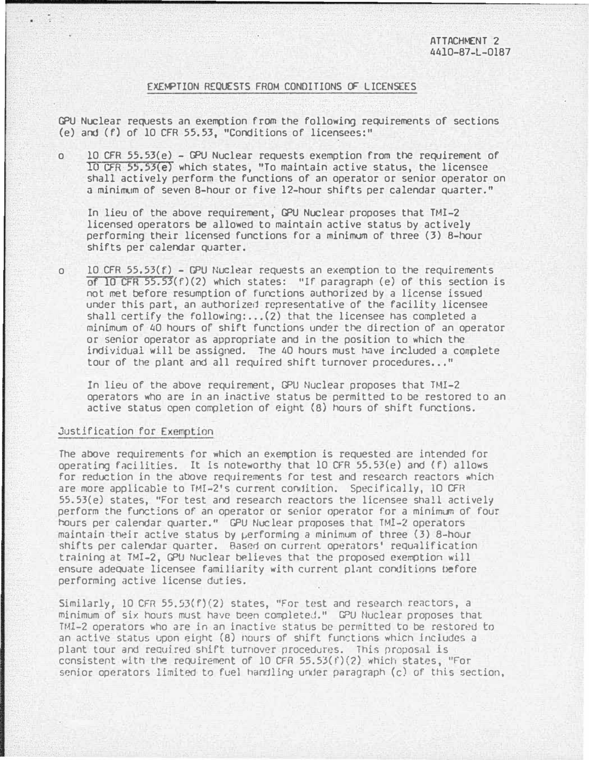ATTACHMENT 2
4410-87-L-0187

## EXEMPTION REQUESTS FROM CONDITIONS OF LICENSEES

GPU Nuclear requests an exemption from the following requirements of sections (e) and (f) of 10 CFR 55.53, "Conditions of licensees:"

- 10 CFR 55.53(e) - GPU Nuclear requests exemption from the requirement of 10 CFR 55.53(e) which states, "To maintain active status, the licensee shall actively perform the functions of an operator or senior operator on a minimum of seven 8-hour or five 12-hour shifts per calendar quarter."

  In lieu of the above requirement, GPU Nuclear proposes that TMI-2 licensed operators be allowed to maintain active status by actively performing their licensed functions for a minimum of three (3) 8-hour shifts per calendar quarter.

- 10 CFR 55.53(f) - GPU Nuclear requests an exemption to the requirements of 10 CFR 55.53(f)(2) which states: "If paragraph (e) of this section is not met before resumption of functions authorized by a license issued under this part, an authorized representative of the facility licensee shall certify the following:...(2) that the licensee has completed a minimum of 40 hours of shift functions under the direction of an operator or senior operator as appropriate and in the position to which the individual will be assigned. The 40 hours must have included a complete tour of the plant and all required shift turnover procedures..."

  In lieu of the above requirement, GPU Nuclear proposes that TMI-2 operators who are in an inactive status be permitted to be restored to an active status open completion of eight (8) hours of shift functions.

### Justification for Exemption

The above requirements for which an exemption is requested are intended for operating facilities. It is noteworthy that 10 CFR 55.53(e) and (f) allows for reduction in the above requirements for test and research reactors which are more applicable to TMI-2's current condition. Specifically, 10 CFR 55.53(e) states, "For test and research reactors the licensee shall actively perform the functions of an operator or senior operator for a minimum of four hours per calendar quarter." GPU Nuclear proposes that TMI-2 operators maintain their active status by performing a minimum of three (3) 8-hour shifts per calendar quarter. Based on current operators' requalification training at TMI-2, GPU Nuclear believes that the proposed exemption will ensure adequate licensee familiarity with current plant conditions before performing active license duties.

Similarly, 10 CFR 55.53(f)(2) states, "For test and research reactors, a minimum of six hours must have been completed." GPU Nuclear proposes that TMI-2 operators who are in an inactive status be permitted to be restored to an active status upon eight (8) hours of shift functions which includes a plant tour and required shift turnover procedures. This proposal is consistent with the requirement of 10 CFR 55.53(f)(2) which states, "For senior operators limited to fuel handling under paragraph (c) of this section,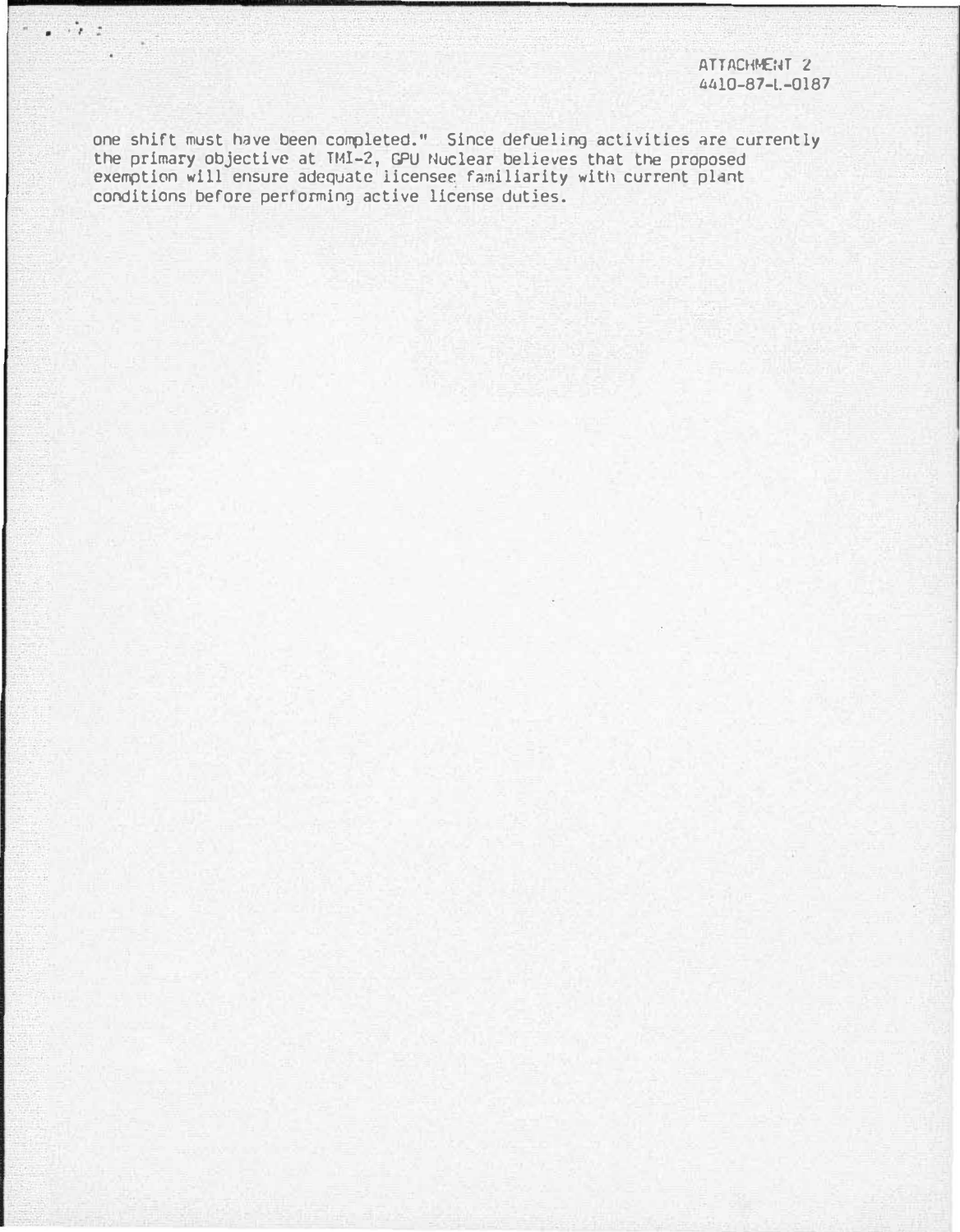ATTACHMENT 2
4410-87-L-0187

one shift must have been completed." Since defueling activities are currently the primary objective at TMI-2, GPU Nuclear believes that the proposed exemption will ensure adequate licensee familiarity with current plant conditions before performing active license duties.